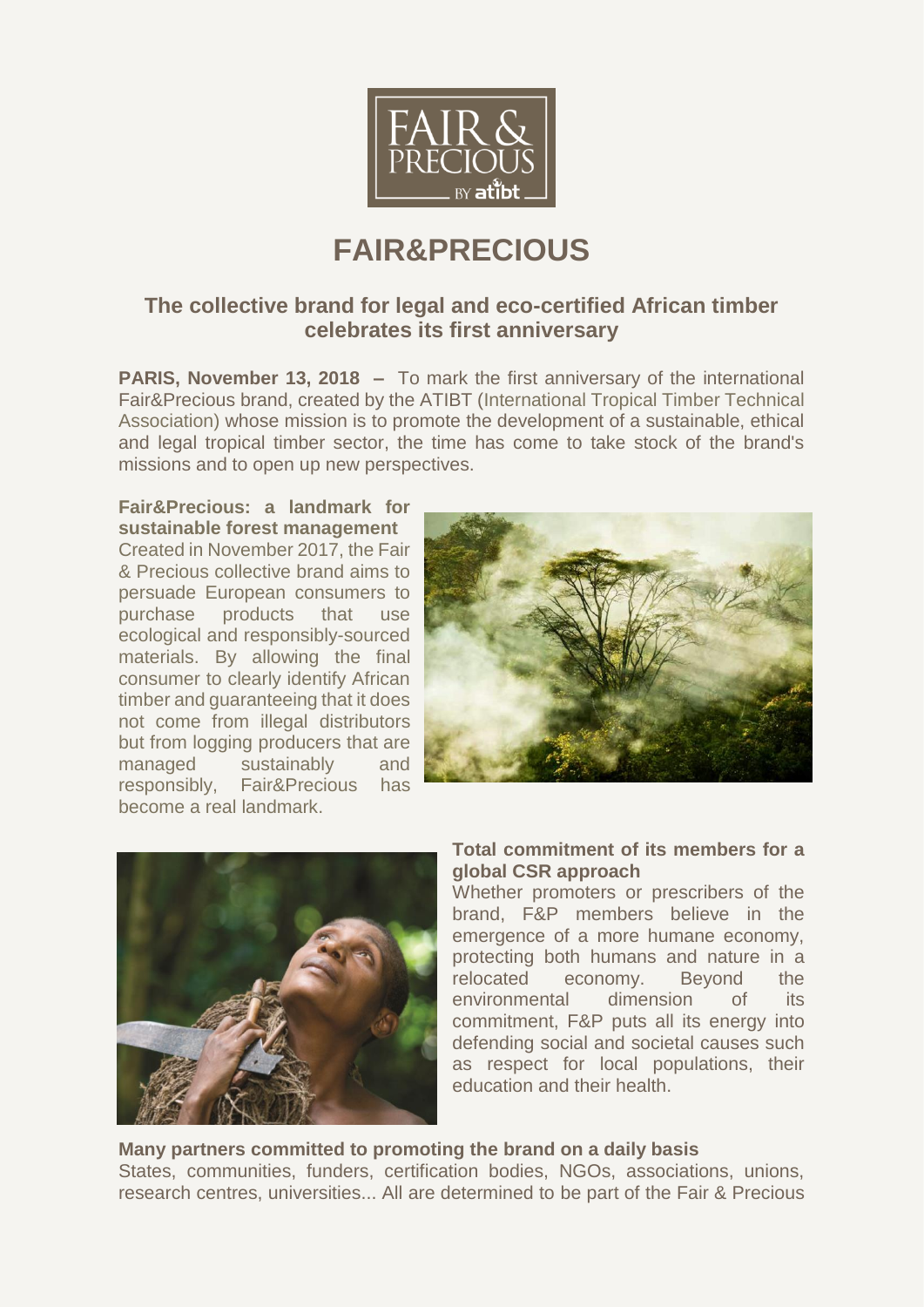# FAIR&PRECIOUS

## The collective brand for legal and eco-certified African timber celebrates its first anniversary

**PARIS, November 13, 2018 –** To mark the first anniversary of the international Fair&Precious brand, created by the ATIBT (International Tropical Timber Technical Association) whose mission is to promote the development of a sustainable, ethical and legal tropical timber sector, the time has come to take stock of the brand's missions and to open up new perspectives.

**Fair&Precious: a landmark for sustainable forest management**

Created in November 2017, the Fair & Precious collective brand aims to persuade European consumers to purchase products that use ecological and responsibly-sourced materials. By allowing the final consumer to clearly identify African timber and guaranteeing that it does not come from illegal distributors but from logging producers that are managed sustainably and responsibly, Fair&Precious has become a real landmark.

**Total commitment of its members for a global CSR approach**

Whether promoters or prescribers of the brand, F&P members believe in the emergence of a more humane economy, protecting both humans and nature in a relocated economy. Beyond the environmental dimension of its commitment, F&P puts all its energy into defending social and societal causes such as respect for local populations, their education and their health.

**Many partners committed to promoting the brand on a daily basis**

States, communities, funders, certification bodies, NGOs, associations, unions, research centres, universities... All are determined to be part of the Fair & Precious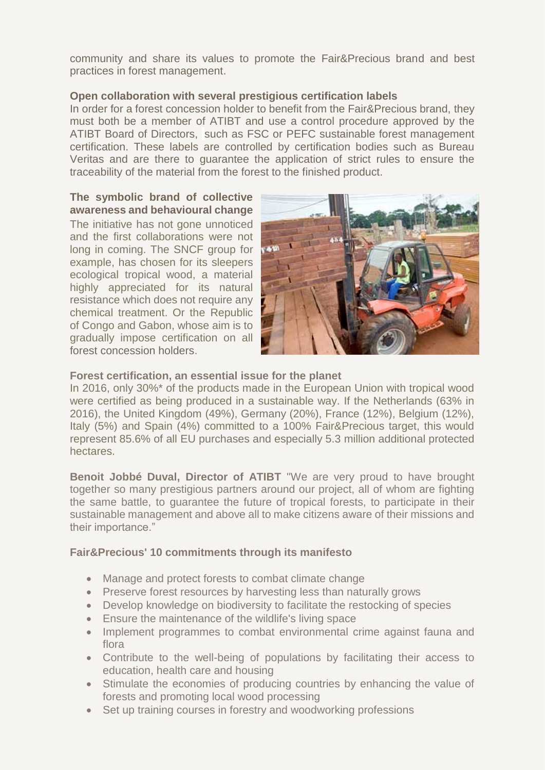community and share its values to promote the Fair&Precious brand and best practices in forest management.

**Open collaboration with several prestigious certification labels**

In order for a forest concession holder to benefit from the Fair&Precious brand, they must both be a member of ATIBT and use a control procedure approved by the ATIBT Board of Directors, such as FSC or PEFC sustainable forest management certification. These labels are controlled by certification bodies such as Bureau Veritas and are there to guarantee the application of strict rules to ensure the traceability of the material from the forest to the finished product.

**The symbolic brand of collective awareness and behavioural change**

The initiative has not gone unnoticed and the first collaborations were not long in coming. The SNCF group for example, has chosen for its sleepers ecological tropical wood, a material highly appreciated for its natural resistance which does not require any chemical treatment. Or the Republic of Congo and Gabon, whose aim is to gradually impose certification on all forest concession holders.

**Forest certification, an essential issue for the planet**

In 2016, only 30%* of the products made in the European Union with tropical wood were certified as being produced in a sustainable way. If the Netherlands (63% in 2016), the United Kingdom (49%), Germany (20%), France (12%), Belgium (12%), Italy (5%) and Spain (4%) committed to a 100% Fair&Precious target, this would represent 85.6% of all EU purchases and especially 5.3 million additional protected hectares.

**Benoit Jobbé Duval, Director of ATIBT** "We are very proud to have brought together so many prestigious partners around our project, all of whom are fighting the same battle, to guarantee the future of tropical forests, to participate in their sustainable management and above all to make citizens aware of their missions and their importance."

**Fair&Precious' 10 commitments through its manifesto**

- Manage and protect forests to combat climate change
- Preserve forest resources by harvesting less than naturally grows
- Develop knowledge on biodiversity to facilitate the restocking of species
- Ensure the maintenance of the wildlife's living space
- Implement programmes to combat environmental crime against fauna and flora
- Contribute to the well-being of populations by facilitating their access to education, health care and housing
- Stimulate the economies of producing countries by enhancing the value of forests and promoting local wood processing
- Set up training courses in forestry and woodworking professions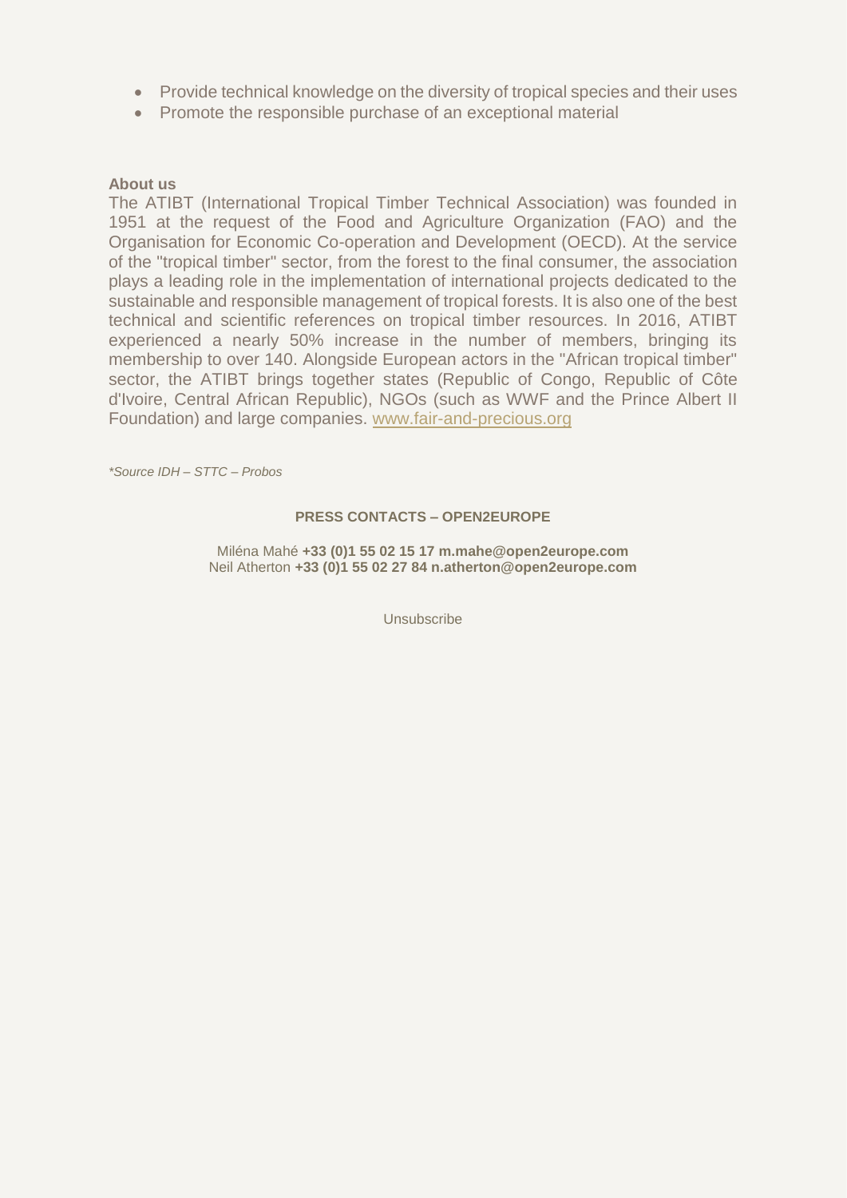- Provide technical knowledge on the diversity of tropical species and their uses
- Promote the responsible purchase of an exceptional material

**About us**

The ATIBT (International Tropical Timber Technical Association) was founded in 1951 at the request of the Food and Agriculture Organization (FAO) and the Organisation for Economic Co-operation and Development (OECD). At the service of the "tropical timber" sector, from the forest to the final consumer, the association plays a leading role in the implementation of international projects dedicated to the sustainable and responsible management of tropical forests. It is also one of the best technical and scientific references on tropical timber resources. In 2016, ATIBT experienced a nearly 50% increase in the number of members, bringing its membership to over 140. Alongside European actors in the "African tropical timber" sector, the ATIBT brings together states (Republic of Congo, Republic of Côte d'Ivoire, Central African Republic), NGOs (such as WWF and the Prince Albert II Foundation) and large companies. [www.fair-and-precious.org](www.fair-and-precious.org)

*\*Source IDH – STTC – Probos*

**PRESS CONTACTS – OPEN2EUROPE**

Miléna Mahé **+33 (0)1 55 02 15 17 m.mahe@open2europe.com**
Neil Atherton **+33 (0)1 55 02 27 84 n.atherton@open2europe.com**

Unsubscribe